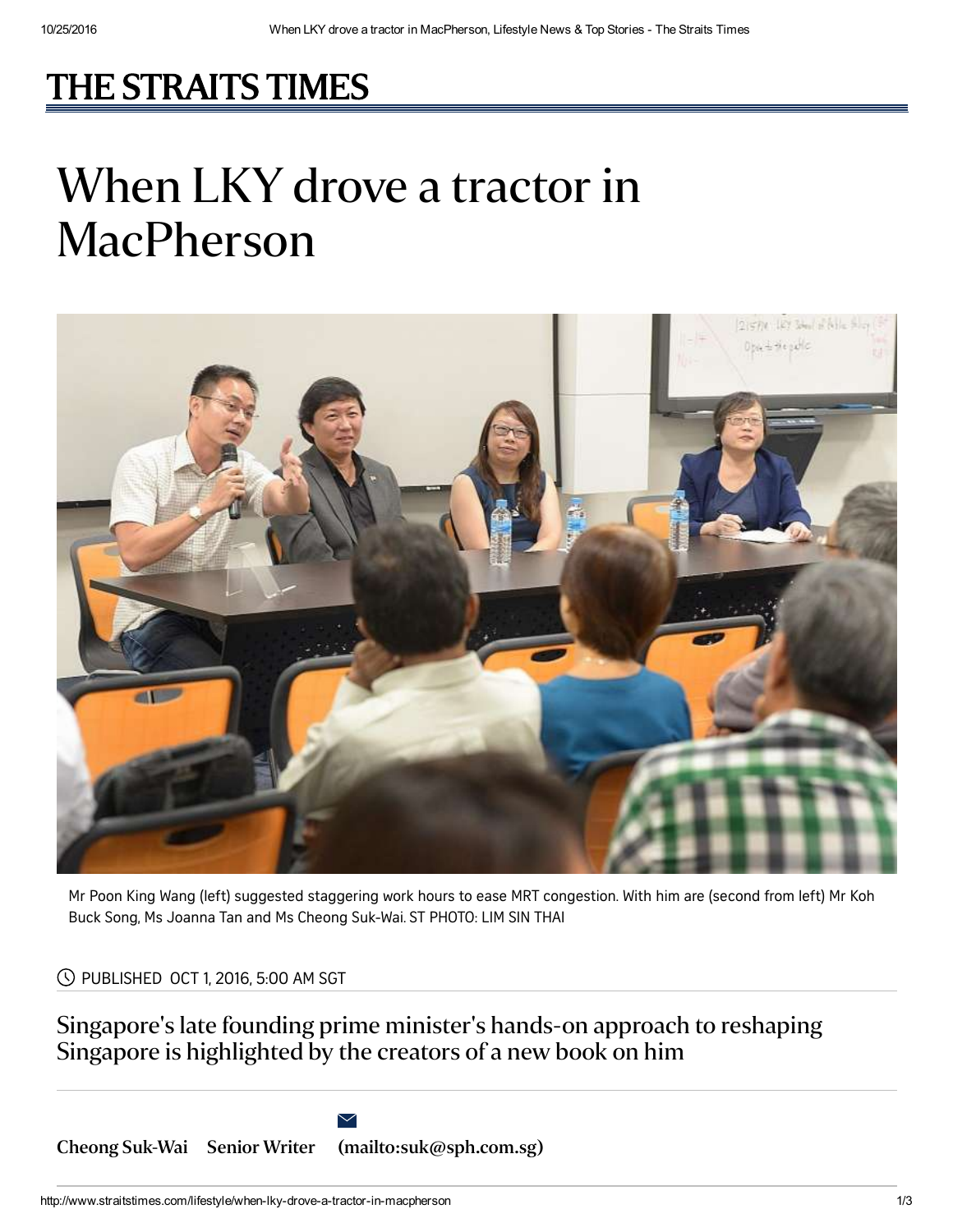# THE STRAITS TIMES

# When LKY drove a tractor in MacPherson

Mr Poon King Wang (left) suggested staggering work hours to ease MRT congestion. With him are (second from left) Mr Koh Buck Song, Ms Joanna Tan and Ms Cheong Suk-Wai. ST PHOTO: LIM SIN THAI

PUBLISHED OCT 1, 2016, 5:00 AM SGT

## Singapore's late founding prime minister's hands-on approach to reshaping Singapore is highlighted by the creators of a new book on him

**Cheong Suk-Wai** **Senior Writer** **(mailto:suk@sph.com.sg)**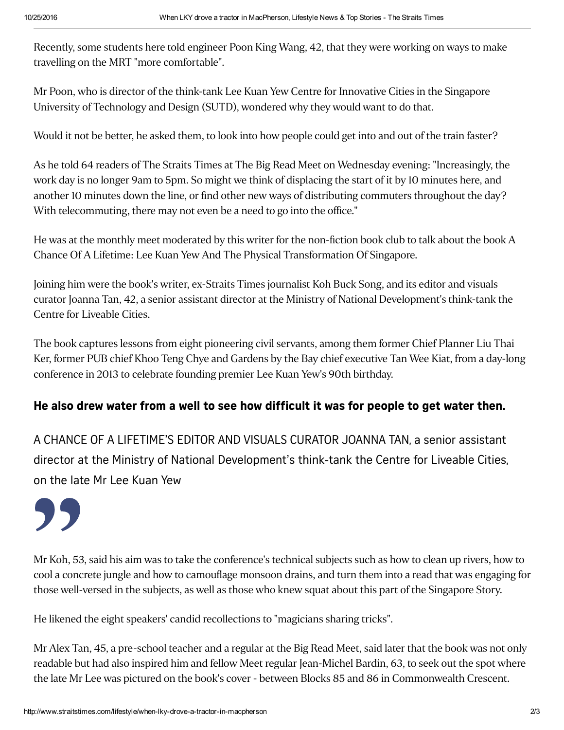Recently, some students here told engineer Poon King Wang, 42, that they were working on ways to make travelling on the MRT "more comfortable".

Mr Poon, who is director of the think-tank Lee Kuan Yew Centre for Innovative Cities in the Singapore University of Technology and Design (SUTD), wondered why they would want to do that.

Would it not be better, he asked them, to look into how people could get into and out of the train faster?

As he told 64 readers of The Straits Times at The Big Read Meet on Wednesday evening: "Increasingly, the work day is no longer 9am to 5pm. So might we think of displacing the start of it by 10 minutes here, and another 10 minutes down the line, or find other new ways of distributing commuters throughout the day? With telecommuting, there may not even be a need to go into the office."

He was at the monthly meet moderated by this writer for the non-fiction book club to talk about the book A Chance Of A Lifetime: Lee Kuan Yew And The Physical Transformation Of Singapore.

Joining him were the book's writer, ex-Straits Times journalist Koh Buck Song, and its editor and visuals curator Joanna Tan, 42, a senior assistant director at the Ministry of National Development's think-tank the Centre for Liveable Cities.

The book captures lessons from eight pioneering civil servants, among them former Chief Planner Liu Thai Ker, former PUB chief Khoo Teng Chye and Gardens by the Bay chief executive Tan Wee Kiat, from a day-long conference in 2013 to celebrate founding premier Lee Kuan Yew's 90th birthday.

**He also drew water from a well to see how difficult it was for people to get water then.**

A CHANCE OF A LIFETIME'S EDITOR AND VISUALS CURATOR JOANNA TAN, a senior assistant director at the Ministry of National Development's think-tank the Centre for Liveable Cities, on the late Mr Lee Kuan Yew

Mr Koh, 53, said his aim was to take the conference's technical subjects such as how to clean up rivers, how to cool a concrete jungle and how to camouflage monsoon drains, and turn them into a read that was engaging for those well-versed in the subjects, as well as those who knew squat about this part of the Singapore Story.

He likened the eight speakers' candid recollections to "magicians sharing tricks".

Mr Alex Tan, 45, a pre-school teacher and a regular at the Big Read Meet, said later that the book was not only readable but had also inspired him and fellow Meet regular Jean-Michel Bardin, 63, to seek out the spot where the late Mr Lee was pictured on the book's cover - between Blocks 85 and 86 in Commonwealth Crescent.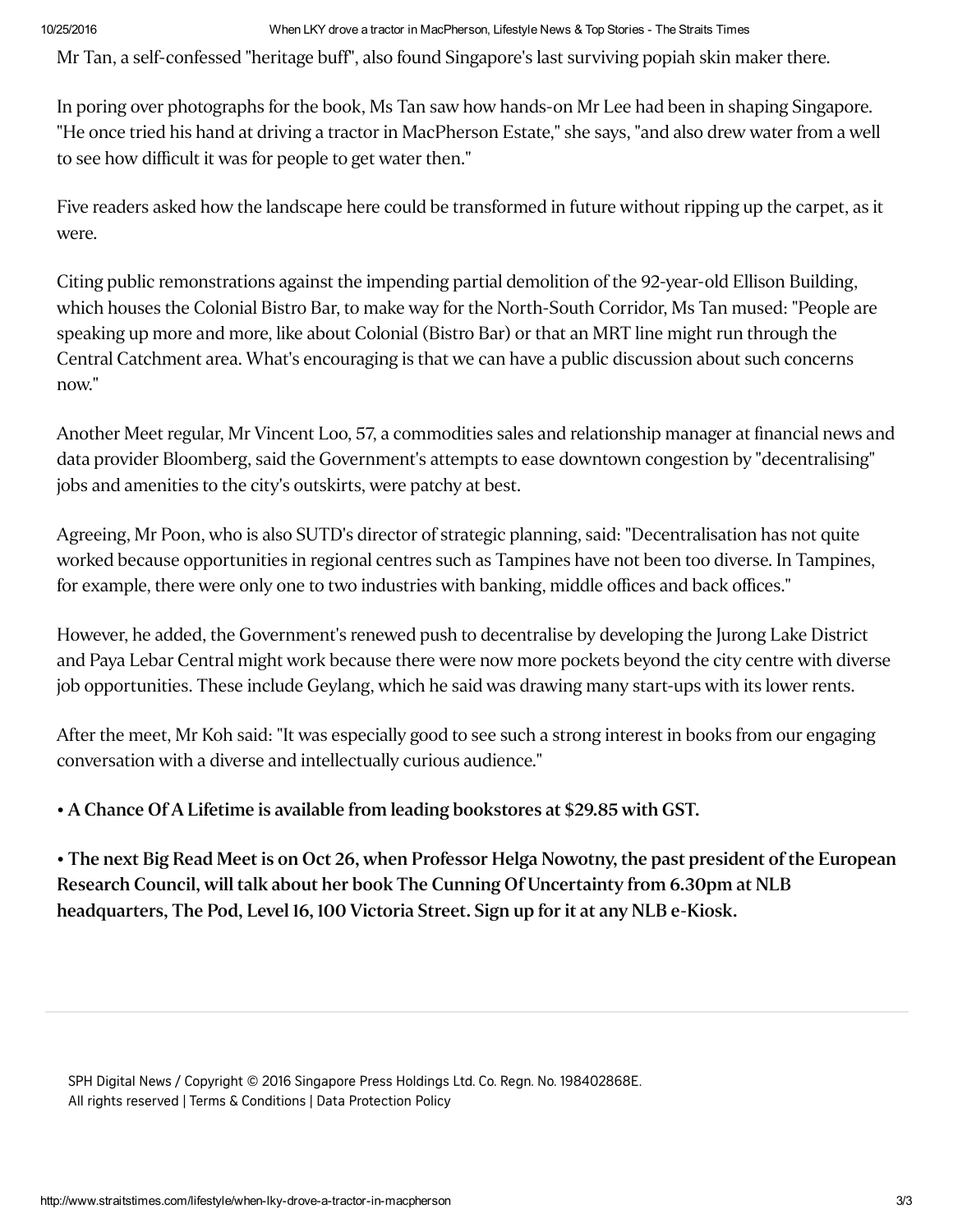Mr Tan, a self-confessed "heritage buff", also found Singapore's last surviving popiah skin maker there.

In poring over photographs for the book, Ms Tan saw how hands-on Mr Lee had been in shaping Singapore. "He once tried his hand at driving a tractor in MacPherson Estate," she says, "and also drew water from a well to see how difficult it was for people to get water then."

Five readers asked how the landscape here could be transformed in future without ripping up the carpet, as it were.

Citing public remonstrations against the impending partial demolition of the 92-year-old Ellison Building, which houses the Colonial Bistro Bar, to make way for the North-South Corridor, Ms Tan mused: "People are speaking up more and more, like about Colonial (Bistro Bar) or that an MRT line might run through the Central Catchment area. What's encouraging is that we can have a public discussion about such concerns now."

Another Meet regular, Mr Vincent Loo, 57, a commodities sales and relationship manager at financial news and data provider Bloomberg, said the Government's attempts to ease downtown congestion by "decentralising" jobs and amenities to the city's outskirts, were patchy at best.

Agreeing, Mr Poon, who is also SUTD's director of strategic planning, said: "Decentralisation has not quite worked because opportunities in regional centres such as Tampines have not been too diverse. In Tampines, for example, there were only one to two industries with banking, middle offices and back offices."

However, he added, the Government's renewed push to decentralise by developing the Jurong Lake District and Paya Lebar Central might work because there were now more pockets beyond the city centre with diverse job opportunities. These include Geylang, which he said was drawing many start-ups with its lower rents.

After the meet, Mr Koh said: "It was especially good to see such a strong interest in books from our engaging conversation with a diverse and intellectually curious audience."

**• A Chance Of A Lifetime is available from leading bookstores at $29.85 with GST.**

**• The next Big Read Meet is on Oct 26, when Professor Helga Nowotny, the past president of the European Research Council, will talk about her book The Cunning Of Uncertainty from 6.30pm at NLB headquarters, The Pod, Level 16, 100 Victoria Street. Sign up for it at any NLB e-Kiosk.**

SPH Digital News / Copyright © 2016 Singapore Press Holdings Ltd. Co. Regn. No. 198402868E.
All rights reserved | Terms & Conditions | Data Protection Policy